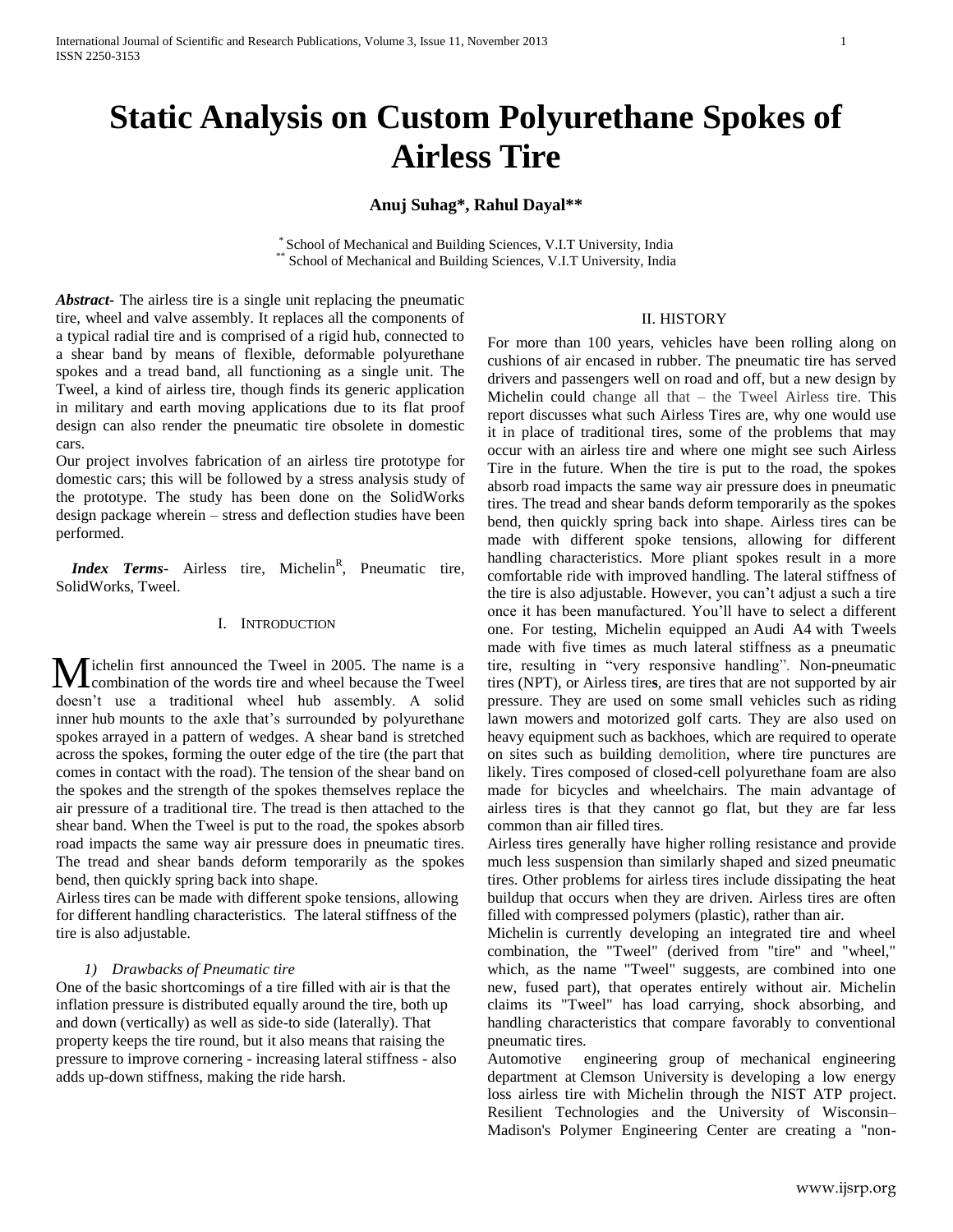# Static Analysis on Custom Polyurethane Spokes of Airless Tire

**Anuj Suhag*, Rahul Dayal****

\* School of Mechanical and Building Sciences, V.I.T University, India
\*\* School of Mechanical and Building Sciences, V.I.T University, India

***Abstract-*** The airless tire is a single unit replacing the pneumatic tire, wheel and valve assembly. It replaces all the components of a typical radial tire and is comprised of a rigid hub, connected to a shear band by means of flexible, deformable polyurethane spokes and a tread band, all functioning as a single unit. The Tweel, a kind of airless tire, though finds its generic application in military and earth moving applications due to its flat proof design can also render the pneumatic tire obsolete in domestic cars.

Our project involves fabrication of an airless tire prototype for domestic cars; this will be followed by a stress analysis study of the prototype. The study has been done on the SolidWorks design package wherein – stress and deflection studies have been performed.

***Index Terms*-** Airless tire, Michelin[R], Pneumatic tire, SolidWorks, Tweel.

## I. Introduction

Michelin first announced the Tweel in 2005. The name is a combination of the words tire and wheel because the Tweel doesn't use a traditional wheel hub assembly. A solid inner hub mounts to the axle that's surrounded by polyurethane spokes arrayed in a pattern of wedges. A shear band is stretched across the spokes, forming the outer edge of the tire (the part that comes in contact with the road). The tension of the shear band on the spokes and the strength of the spokes themselves replace the air pressure of a traditional tire. The tread is then attached to the shear band. When the Tweel is put to the road, the spokes absorb road impacts the same way air pressure does in pneumatic tires. The tread and shear bands deform temporarily as the spokes bend, then quickly spring back into shape.

Airless tires can be made with different spoke tensions, allowing for different handling characteristics. The lateral stiffness of the tire is also adjustable.

### *1) Drawbacks of Pneumatic tire*

One of the basic shortcomings of a tire filled with air is that the inflation pressure is distributed equally around the tire, both up and down (vertically) as well as side-to side (laterally). That property keeps the tire round, but it also means that raising the pressure to improve cornering - increasing lateral stiffness - also adds up-down stiffness, making the ride harsh.

## II. History

For more than 100 years, vehicles have been rolling along on cushions of air encased in rubber. The pneumatic tire has served drivers and passengers well on road and off, but a new design by Michelin could change all that – the Tweel Airless tire. This report discusses what such Airless Tires are, why one would use it in place of traditional tires, some of the problems that may occur with an airless tire and where one might see such Airless Tire in the future. When the tire is put to the road, the spokes absorb road impacts the same way air pressure does in pneumatic tires. The tread and shear bands deform temporarily as the spokes bend, then quickly spring back into shape. Airless tires can be made with different spoke tensions, allowing for different handling characteristics. More pliant spokes result in a more comfortable ride with improved handling. The lateral stiffness of the tire is also adjustable. However, you can't adjust a such a tire once it has been manufactured. You'll have to select a different one. For testing, Michelin equipped an Audi A4 with Tweels made with five times as much lateral stiffness as a pneumatic tire, resulting in "very responsive handling". Non-pneumatic tires (NPT), or Airless tires, are tires that are not supported by air pressure. They are used on some small vehicles such as riding lawn mowers and motorized golf carts. They are also used on heavy equipment such as backhoes, which are required to operate on sites such as building demolition, where tire punctures are likely. Tires composed of closed-cell polyurethane foam are also made for bicycles and wheelchairs. The main advantage of airless tires is that they cannot go flat, but they are far less common than air filled tires.

Airless tires generally have higher rolling resistance and provide much less suspension than similarly shaped and sized pneumatic tires. Other problems for airless tires include dissipating the heat buildup that occurs when they are driven. Airless tires are often filled with compressed polymers (plastic), rather than air.

Michelin is currently developing an integrated tire and wheel combination, the "Tweel" (derived from "tire" and "wheel," which, as the name "Tweel" suggests, are combined into one new, fused part), that operates entirely without air. Michelin claims its "Tweel" has load carrying, shock absorbing, and handling characteristics that compare favorably to conventional pneumatic tires.

Automotive engineering group of mechanical engineering department at Clemson University is developing a low energy loss airless tire with Michelin through the NIST ATP project. Resilient Technologies and the University of Wisconsin–Madison's Polymer Engineering Center are creating a "non-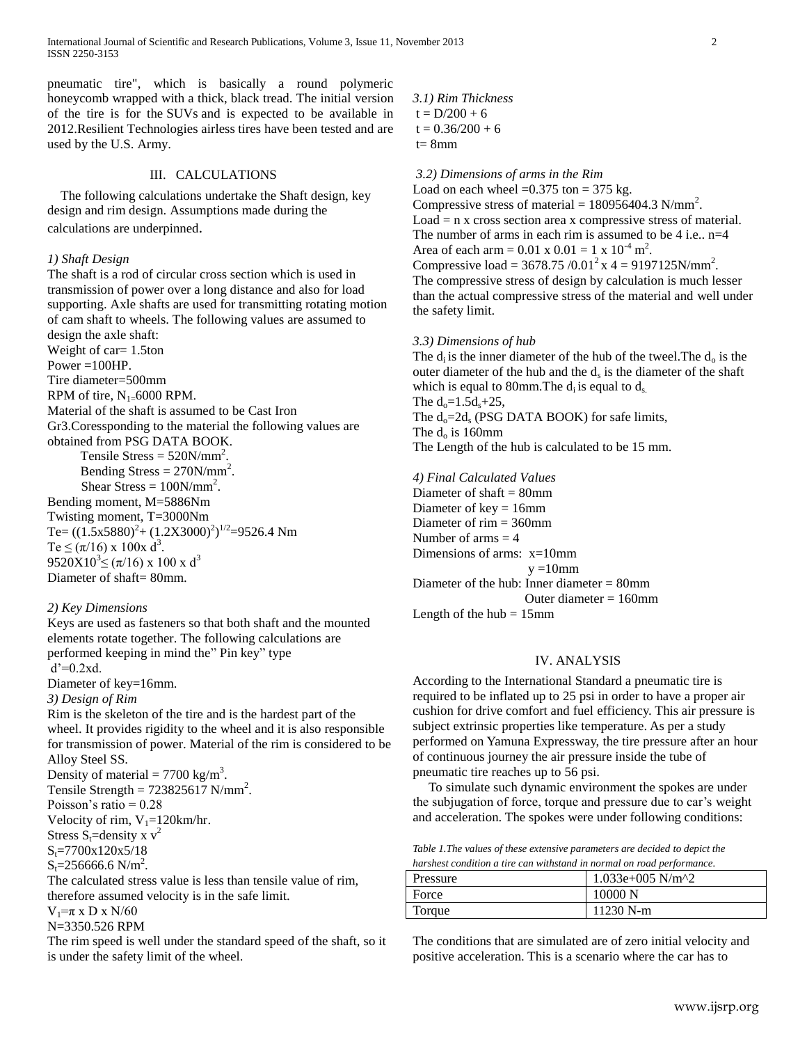pneumatic tire", which is basically a round polymeric honeycomb wrapped with a thick, black tread. The initial version of the tire is for the SUVs and is expected to be available in 2012.Resilient Technologies airless tires have been tested and are used by the U.S. Army.

## III. CALCULATIONS

The following calculations undertake the Shaft design, key design and rim design. Assumptions made during the calculations are underpinned.

*1) Shaft Design*

The shaft is a rod of circular cross section which is used in transmission of power over a long distance and also for load supporting. Axle shafts are used for transmitting rotating motion of cam shaft to wheels. The following values are assumed to design the axle shaft:

Weight of car= 1.5ton

Power =100HP.

Tire diameter=500mm

RPM of tire, $N_1$=6000 RPM.

Material of the shaft is assumed to be Cast Iron Gr3.Coressponding to the material the following values are obtained from PSG DATA BOOK.

Tensile Stress = 520N/mm$^2$.

Bending Stress = 270N/mm$^2$.

Shear Stress = 100N/mm$^2$.

Bending moment, M=5886Nm

Twisting moment, T=3000Nm

$Te = ((1.5x5880)^2 + (1.2X3000)^2)^{1/2}$=9526.4 Nm

$Te \leq (\pi/16) \times 100x\, d^3$.

$9520X10^3 \leq (\pi/16) \times 100 \times d^3$

Diameter of shaft= 80mm.

*2) Key Dimensions*

Keys are used as fasteners so that both shaft and the mounted elements rotate together. The following calculations are performed keeping in mind the" Pin key" type

d'=0.2xd.

Diameter of key=16mm.

*3) Design of Rim*

Rim is the skeleton of the tire and is the hardest part of the wheel. It provides rigidity to the wheel and it is also responsible for transmission of power. Material of the rim is considered to be Alloy Steel SS.

Density of material = 7700 kg/m$^3$.

Tensile Strength = 723825617 N/mm$^2$.

Poisson's ratio = 0.28

Velocity of rim, $V_1$=120km/hr.

Stress $S_t$=density x $v^2$

$S_t$=7700x120x5/18

$S_t$=256666.6 N/m$^2$.

The calculated stress value is less than tensile value of rim, therefore assumed velocity is in the safe limit.

$V_1 = \pi \times D \times N/60$

N=3350.526 RPM

The rim speed is well under the standard speed of the shaft, so it is under the safety limit of the wheel.

*3.1) Rim Thickness*

t = D/200 + 6

t = 0.36/200 + 6

t= 8mm

*3.2) Dimensions of arms in the Rim*

Load on each wheel =0.375 ton = 375 kg.

Compressive stress of material = 180956404.3 N/mm$^2$.

Load = n x cross section area x compressive stress of material.

The number of arms in each rim is assumed to be 4 i.e.. n=4

Area of each arm = 0.01 x 0.01 = 1 x $10^{-4}$ m$^2$.

Compressive load = 3678.75 /0.01$^2$ x 4 = 9197125N/mm$^2$.

The compressive stress of design by calculation is much lesser than the actual compressive stress of the material and well under the safety limit.

*3.3) Dimensions of hub*

The $d_i$ is the inner diameter of the hub of the tweel.The $d_o$ is the outer diameter of the hub and the $d_s$ is the diameter of the shaft which is equal to 80mm.The $d_i$ is equal to $d_s$.

The $d_o$=1.5$d_s$+25,

The $d_o$=2$d_s$ (PSG DATA BOOK) for safe limits,

The $d_o$ is 160mm

The Length of the hub is calculated to be 15 mm.

*4) Final Calculated Values*

Diameter of shaft = 80mm

Diameter of key = 16mm

Diameter of rim = 360mm

Number of arms = 4

Dimensions of arms: x=10mm

y =10mm

Diameter of the hub: Inner diameter = 80mm

Outer diameter = 160mm

Length of the hub = 15mm

## IV. ANALYSIS

According to the International Standard a pneumatic tire is required to be inflated up to 25 psi in order to have a proper air cushion for drive comfort and fuel efficiency. This air pressure is subject extrinsic properties like temperature. As per a study performed on Yamuna Expressway, the tire pressure after an hour of continuous journey the air pressure inside the tube of pneumatic tire reaches up to 56 psi.

To simulate such dynamic environment the spokes are under the subjugation of force, torque and pressure due to car's weight and acceleration. The spokes were under following conditions:

*Table 1.The values of these extensive parameters are decided to depict the harshest condition a tire can withstand in normal on road performance.*

| Pressure | 1.033e+005 N/m^2 |
|---|---|
| Force | 10000 N |
| Torque | 11230 N-m |

The conditions that are simulated are of zero initial velocity and positive acceleration. This is a scenario where the car has to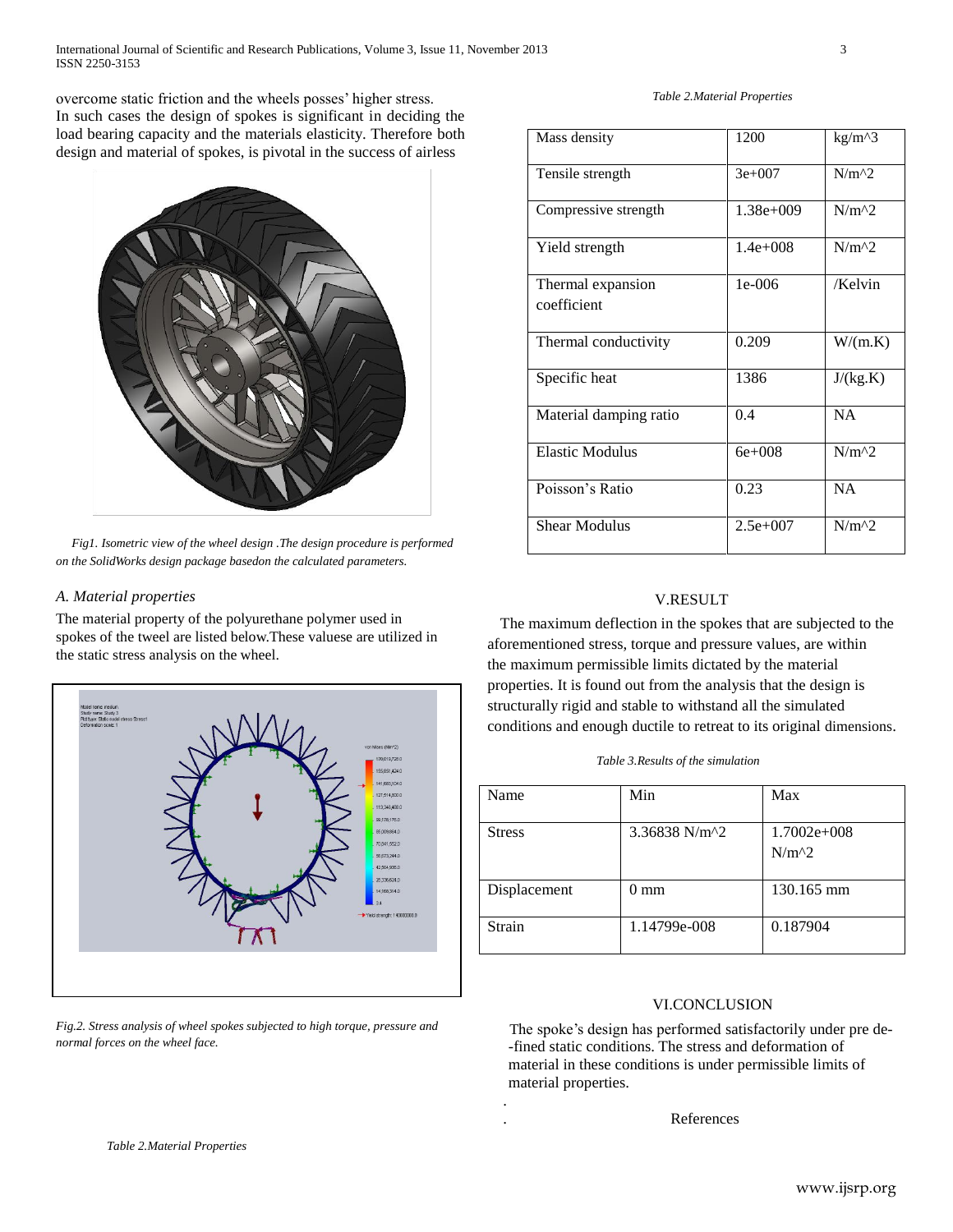overcome static friction and the wheels posses' higher stress. In such cases the design of spokes is significant in deciding the load bearing capacity and the materials elasticity. Therefore both design and material of spokes, is pivotal in the success of airless

*Fig1. Isometric view of the wheel design .The design procedure is performed on the SolidWorks design package basedon the calculated parameters.*

### A. Material properties

The material property of the polyurethane polymer used in spokes of the tweel are listed below.These valuese are utilized in the static stress analysis on the wheel.

*Fig.2. Stress analysis of wheel spokes subjected to high torque, pressure and normal forces on the wheel face.*

*Table 2.Material Properties*

| Mass density | 1200 | kg/m^3 |
|---|---|---|
| Tensile strength | 3e+007 | N/m^2 |
| Compressive strength | 1.38e+009 | N/m^2 |
| Yield strength | 1.4e+008 | N/m^2 |
| Thermal expansion coefficient | 1e-006 | /Kelvin |
| Thermal conductivity | 0.209 | W/(m.K) |
| Specific heat | 1386 | J/(kg.K) |
| Material damping ratio | 0.4 | NA |
| Elastic Modulus | 6e+008 | N/m^2 |
| Poisson's Ratio | 0.23 | NA |
| Shear Modulus | 2.5e+007 | N/m^2 |

## V.RESULT

The maximum deflection in the spokes that are subjected to the aforementioned stress, torque and pressure values, are within the maximum permissible limits dictated by the material properties. It is found out from the analysis that the design is structurally rigid and stable to withstand all the simulated conditions and enough ductile to retreat to its original dimensions.

*Table 3.Results of the simulation*

| Name | Min | Max |
|---|---|---|
| Stress | 3.36838 N/m^2 | 1.7002e+008 N/m^2 |
| Displacement | 0 mm | 130.165 mm |
| Strain | 1.14799e-008 | 0.187904 |

## VI.CONCLUSION

The spoke's design has performed satisfactorily under pre de- -fined static conditions. The stress and deformation of material in these conditions is under permissible limits of material properties.

References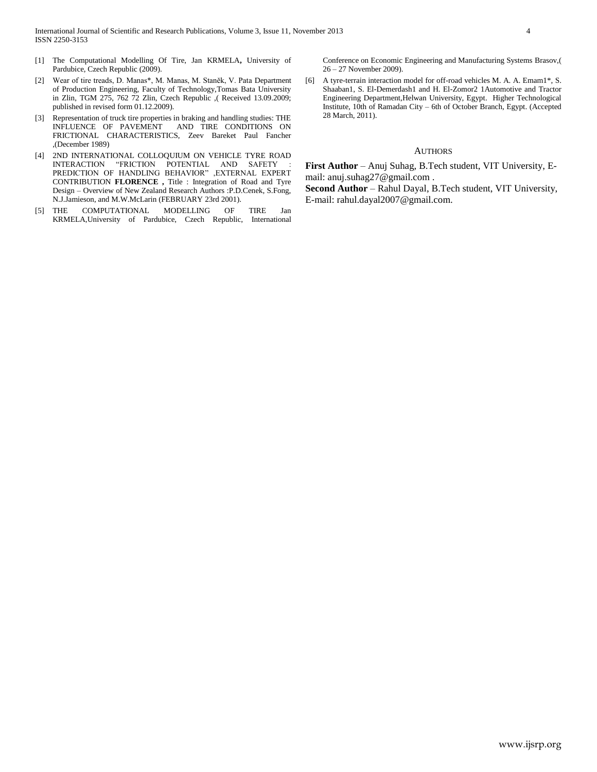[1] The Computational Modelling Of Tire, Jan KRMELA**,** University of Pardubice, Czech Republic (2009).

[2] Wear of tire treads, D. Manas*, M. Manas, M. Staněk, V. Pata Department of Production Engineering, Faculty of Technology,Tomas Bata University in Zlin, TGM 275, 762 72 Zlin, Czech Republic ,( Received 13.09.2009; published in revised form 01.12.2009).

[3] Representation of truck tire properties in braking and handling studies: THE INFLUENCE OF PAVEMENT AND TIRE CONDITIONS ON FRICTIONAL CHARACTERISTICS, Zeev Bareket Paul Fancher ,(December 1989)

[4] 2ND INTERNATIONAL COLLOQUIUM ON VEHICLE TYRE ROAD INTERACTION "FRICTION POTENTIAL AND SAFETY : PREDICTION OF HANDLING BEHAVIOR" ,EXTERNAL EXPERT CONTRIBUTION **FLORENCE ,** Title : Integration of Road and Tyre Design – Overview of New Zealand Research Authors :P.D.Cenek, S.Fong, N.J.Jamieson, and M.W.McLarin (FEBRUARY 23rd 2001).

[5] THE COMPUTATIONAL MODELLING OF TIRE Jan KRMELA,University of Pardubice, Czech Republic, International Conference on Economic Engineering and Manufacturing Systems Brasov,( 26 – 27 November 2009).

[6] A tyre-terrain interaction model for off-road vehicles M. A. A. Emam1*, S. Shaaban1, S. El-Demerdash1 and H. El-Zomor2 1Automotive and Tractor Engineering Department,Helwan University, Egypt. Higher Technological Institute, 10th of Ramadan City – 6th of October Branch, Egypt. (Accepted 28 March, 2011).

## AUTHORS

**First Author** – Anuj Suhag, B.Tech student, VIT University, E-mail: anuj.suhag27@gmail.com .

**Second Author** – Rahul Dayal, B.Tech student, VIT University, E-mail: rahul.dayal2007@gmail.com.